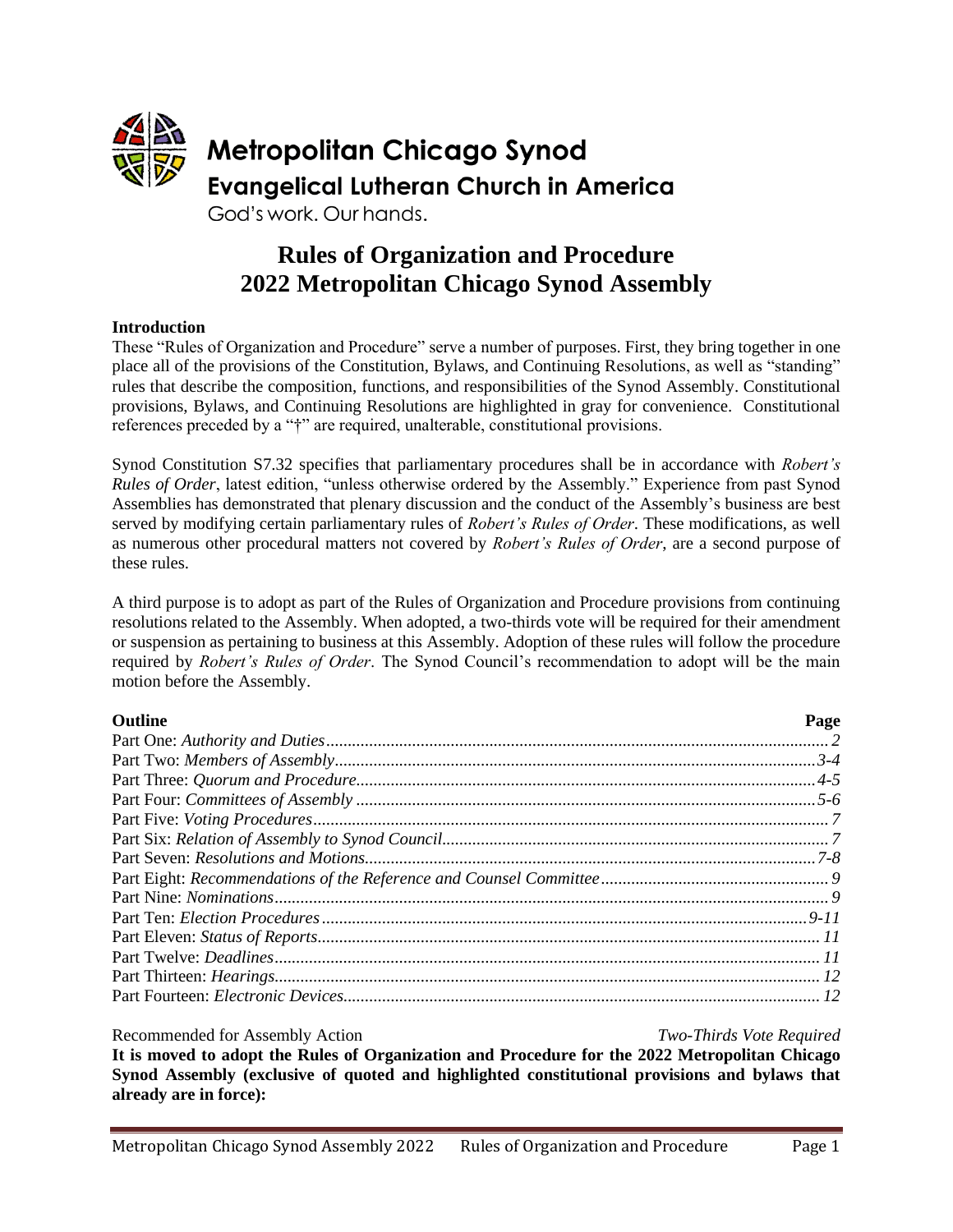Metropolitan Chicago Synod
Evangelical Lutheran Church in America
God's work. Our hands.

# Rules of Organization and Procedure
# 2022 Metropolitan Chicago Synod Assembly

**Introduction**

These "Rules of Organization and Procedure" serve a number of purposes. First, they bring together in one place all of the provisions of the Constitution, Bylaws, and Continuing Resolutions, as well as "standing" rules that describe the composition, functions, and responsibilities of the Synod Assembly. Constitutional provisions, Bylaws, and Continuing Resolutions are highlighted in gray for convenience. Constitutional references preceded by a "†" are required, unalterable, constitutional provisions.

Synod Constitution S7.32 specifies that parliamentary procedures shall be in accordance with *Robert's Rules of Order*, latest edition, "unless otherwise ordered by the Assembly." Experience from past Synod Assemblies has demonstrated that plenary discussion and the conduct of the Assembly's business are best served by modifying certain parliamentary rules of *Robert's Rules of Order*. These modifications, as well as numerous other procedural matters not covered by *Robert's Rules of Order*, are a second purpose of these rules.

A third purpose is to adopt as part of the Rules of Organization and Procedure provisions from continuing resolutions related to the Assembly. When adopted, a two-thirds vote will be required for their amendment or suspension as pertaining to business at this Assembly. Adoption of these rules will follow the procedure required by *Robert's Rules of Order*. The Synod Council's recommendation to adopt will be the main motion before the Assembly.

| Outline | Page |
|---|---|
| Part One: *Authority and Duties* | *2* |
| Part Two: *Members of Assembly* | *3-4* |
| Part Three: *Quorum and Procedure* | *4-5* |
| Part Four: *Committees of Assembly* | *5-6* |
| Part Five: *Voting Procedures* | *7* |
| Part Six: *Relation of Assembly to Synod Council* | *7* |
| Part Seven: *Resolutions and Motions* | *7-8* |
| Part Eight: *Recommendations of the Reference and Counsel Committee* | *9* |
| Part Nine: *Nominations* | *9* |
| Part Ten: *Election Procedures* | *9-11* |
| Part Eleven: *Status of Reports* | *11* |
| Part Twelve: *Deadlines* | *11* |
| Part Thirteen: *Hearings* | *12* |
| Part Fourteen: *Electronic Devices* | *12* |

Recommended for Assembly Action *Two-Thirds Vote Required*

**It is moved to adopt the Rules of Organization and Procedure for the 2022 Metropolitan Chicago Synod Assembly (exclusive of quoted and highlighted constitutional provisions and bylaws that already are in force):**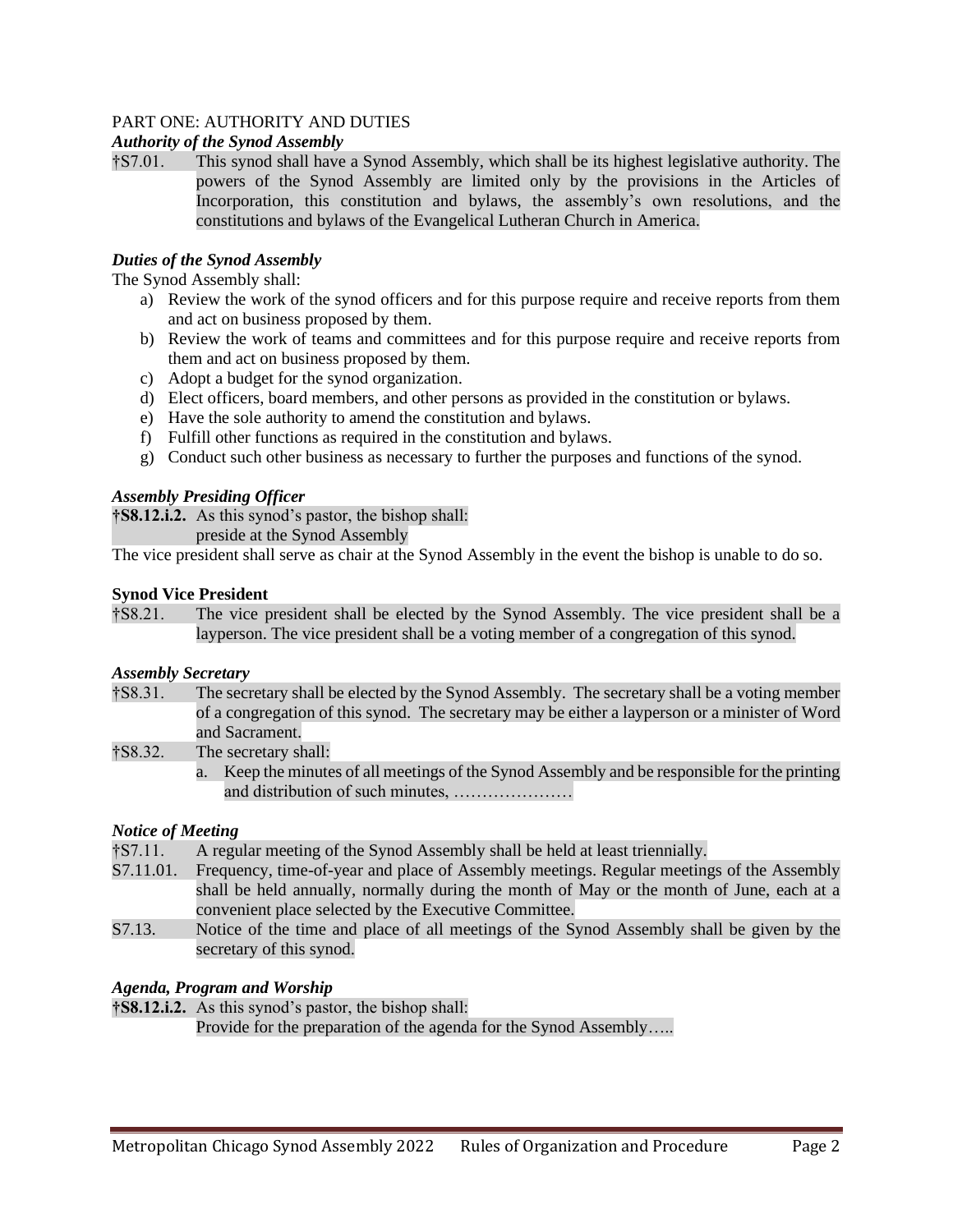PART ONE: AUTHORITY AND DUTIES

***Authority of the Synod Assembly***

†S7.01. This synod shall have a Synod Assembly, which shall be its highest legislative authority. The powers of the Synod Assembly are limited only by the provisions in the Articles of Incorporation, this constitution and bylaws, the assembly's own resolutions, and the constitutions and bylaws of the Evangelical Lutheran Church in America.

***Duties of the Synod Assembly***

The Synod Assembly shall:

a) Review the work of the synod officers and for this purpose require and receive reports from them and act on business proposed by them.
b) Review the work of teams and committees and for this purpose require and receive reports from them and act on business proposed by them.
c) Adopt a budget for the synod organization.
d) Elect officers, board members, and other persons as provided in the constitution or bylaws.
e) Have the sole authority to amend the constitution and bylaws.
f) Fulfill other functions as required in the constitution and bylaws.
g) Conduct such other business as necessary to further the purposes and functions of the synod.

***Assembly Presiding Officer***

**†S8.12.i.2.** As this synod's pastor, the bishop shall:
preside at the Synod Assembly

The vice president shall serve as chair at the Synod Assembly in the event the bishop is unable to do so.

**Synod Vice President**

†S8.21. The vice president shall be elected by the Synod Assembly. The vice president shall be a layperson. The vice president shall be a voting member of a congregation of this synod.

***Assembly Secretary***

†S8.31. The secretary shall be elected by the Synod Assembly. The secretary shall be a voting member of a congregation of this synod. The secretary may be either a layperson or a minister of Word and Sacrament.

†S8.32. The secretary shall:

a. Keep the minutes of all meetings of the Synod Assembly and be responsible for the printing and distribution of such minutes, …………………

***Notice of Meeting***

†S7.11. A regular meeting of the Synod Assembly shall be held at least triennially.

S7.11.01. Frequency, time-of-year and place of Assembly meetings. Regular meetings of the Assembly shall be held annually, normally during the month of May or the month of June, each at a convenient place selected by the Executive Committee.

S7.13. Notice of the time and place of all meetings of the Synod Assembly shall be given by the secretary of this synod.

***Agenda, Program and Worship***

**†S8.12.i.2.** As this synod's pastor, the bishop shall:
Provide for the preparation of the agenda for the Synod Assembly…..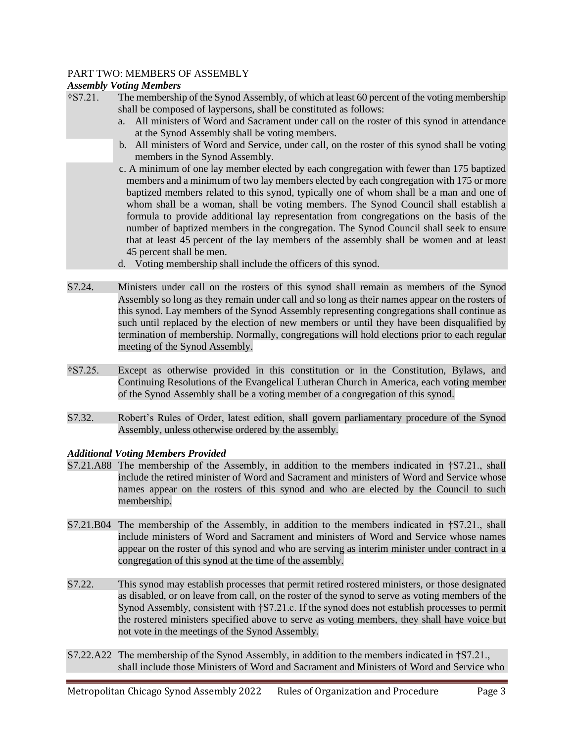PART TWO: MEMBERS OF ASSEMBLY

***Assembly Voting Members***

†S7.21. The membership of the Synod Assembly, of which at least 60 percent of the voting membership shall be composed of laypersons, shall be constituted as follows:

a. All ministers of Word and Sacrament under call on the roster of this synod in attendance at the Synod Assembly shall be voting members.

b. All ministers of Word and Service, under call, on the roster of this synod shall be voting members in the Synod Assembly.

c. A minimum of one lay member elected by each congregation with fewer than 175 baptized members and a minimum of two lay members elected by each congregation with 175 or more baptized members related to this synod, typically one of whom shall be a man and one of whom shall be a woman, shall be voting members. The Synod Council shall establish a formula to provide additional lay representation from congregations on the basis of the number of baptized members in the congregation. The Synod Council shall seek to ensure that at least 45 percent of the lay members of the assembly shall be women and at least 45 percent shall be men.

d. Voting membership shall include the officers of this synod.

S7.24. Ministers under call on the rosters of this synod shall remain as members of the Synod Assembly so long as they remain under call and so long as their names appear on the rosters of this synod. Lay members of the Synod Assembly representing congregations shall continue as such until replaced by the election of new members or until they have been disqualified by termination of membership. Normally, congregations will hold elections prior to each regular meeting of the Synod Assembly.

†S7.25. Except as otherwise provided in this constitution or in the Constitution, Bylaws, and Continuing Resolutions of the Evangelical Lutheran Church in America, each voting member of the Synod Assembly shall be a voting member of a congregation of this synod.

S7.32. Robert's Rules of Order, latest edition, shall govern parliamentary procedure of the Synod Assembly, unless otherwise ordered by the assembly.

***Additional Voting Members Provided***

S7.21.A88 The membership of the Assembly, in addition to the members indicated in †S7.21., shall include the retired minister of Word and Sacrament and ministers of Word and Service whose names appear on the rosters of this synod and who are elected by the Council to such membership.

S7.21.B04 The membership of the Assembly, in addition to the members indicated in †S7.21., shall include ministers of Word and Sacrament and ministers of Word and Service whose names appear on the roster of this synod and who are serving as interim minister under contract in a congregation of this synod at the time of the assembly.

S7.22. This synod may establish processes that permit retired rostered ministers, or those designated as disabled, or on leave from call, on the roster of the synod to serve as voting members of the Synod Assembly, consistent with †S7.21.c. If the synod does not establish processes to permit the rostered ministers specified above to serve as voting members, they shall have voice but not vote in the meetings of the Synod Assembly.

S7.22.A22 The membership of the Synod Assembly, in addition to the members indicated in †S7.21., shall include those Ministers of Word and Sacrament and Ministers of Word and Service who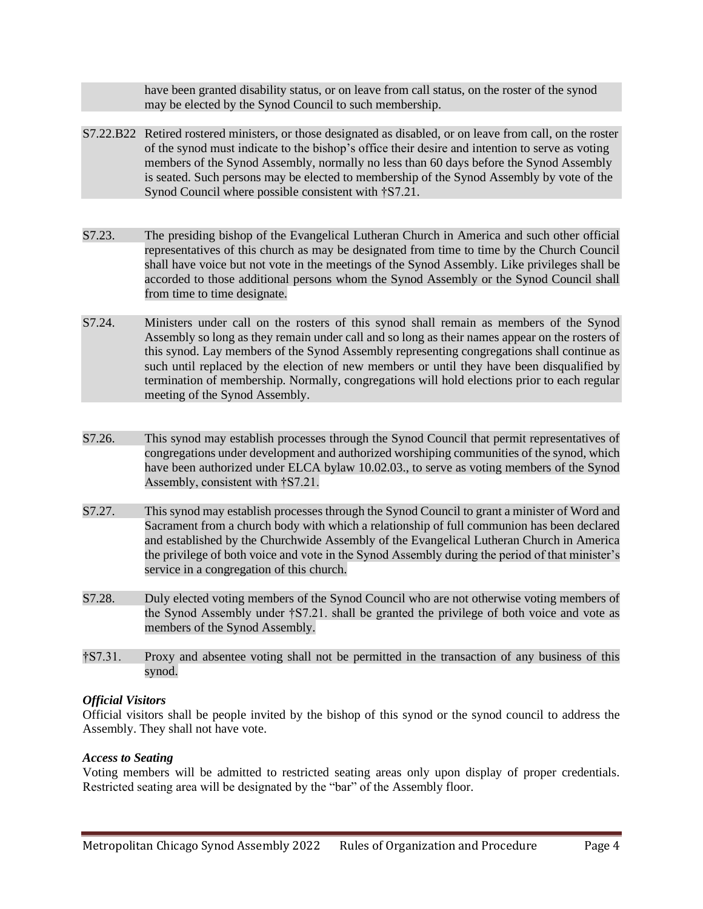have been granted disability status, or on leave from call status, on the roster of the synod may be elected by the Synod Council to such membership.

S7.22.B22 Retired rostered ministers, or those designated as disabled, or on leave from call, on the roster of the synod must indicate to the bishop's office their desire and intention to serve as voting members of the Synod Assembly, normally no less than 60 days before the Synod Assembly is seated. Such persons may be elected to membership of the Synod Assembly by vote of the Synod Council where possible consistent with †S7.21.

S7.23. The presiding bishop of the Evangelical Lutheran Church in America and such other official representatives of this church as may be designated from time to time by the Church Council shall have voice but not vote in the meetings of the Synod Assembly. Like privileges shall be accorded to those additional persons whom the Synod Assembly or the Synod Council shall from time to time designate.

S7.24. Ministers under call on the rosters of this synod shall remain as members of the Synod Assembly so long as they remain under call and so long as their names appear on the rosters of this synod. Lay members of the Synod Assembly representing congregations shall continue as such until replaced by the election of new members or until they have been disqualified by termination of membership. Normally, congregations will hold elections prior to each regular meeting of the Synod Assembly.

S7.26. This synod may establish processes through the Synod Council that permit representatives of congregations under development and authorized worshiping communities of the synod, which have been authorized under ELCA bylaw 10.02.03., to serve as voting members of the Synod Assembly, consistent with †S7.21.

S7.27. This synod may establish processes through the Synod Council to grant a minister of Word and Sacrament from a church body with which a relationship of full communion has been declared and established by the Churchwide Assembly of the Evangelical Lutheran Church in America the privilege of both voice and vote in the Synod Assembly during the period of that minister's service in a congregation of this church.

S7.28. Duly elected voting members of the Synod Council who are not otherwise voting members of the Synod Assembly under †S7.21. shall be granted the privilege of both voice and vote as members of the Synod Assembly.

†S7.31. Proxy and absentee voting shall not be permitted in the transaction of any business of this synod.

***Official Visitors***

Official visitors shall be people invited by the bishop of this synod or the synod council to address the Assembly. They shall not have vote.

***Access to Seating***

Voting members will be admitted to restricted seating areas only upon display of proper credentials. Restricted seating area will be designated by the "bar" of the Assembly floor.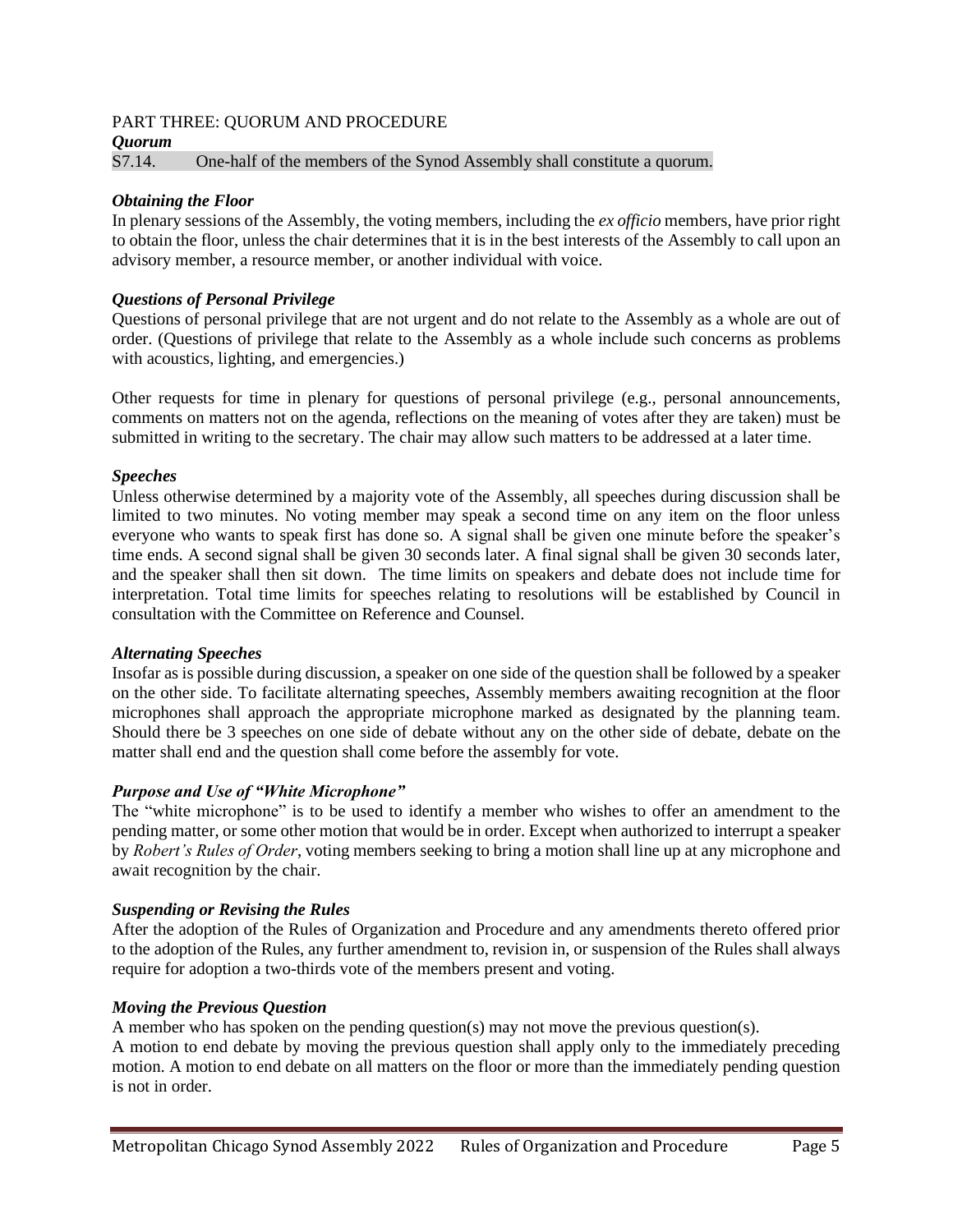PART THREE: QUORUM AND PROCEDURE

***Quorum***

S7.14. One-half of the members of the Synod Assembly shall constitute a quorum.

***Obtaining the Floor***

In plenary sessions of the Assembly, the voting members, including the *ex officio* members, have prior right to obtain the floor, unless the chair determines that it is in the best interests of the Assembly to call upon an advisory member, a resource member, or another individual with voice.

***Questions of Personal Privilege***

Questions of personal privilege that are not urgent and do not relate to the Assembly as a whole are out of order. (Questions of privilege that relate to the Assembly as a whole include such concerns as problems with acoustics, lighting, and emergencies.)

Other requests for time in plenary for questions of personal privilege (e.g., personal announcements, comments on matters not on the agenda, reflections on the meaning of votes after they are taken) must be submitted in writing to the secretary. The chair may allow such matters to be addressed at a later time.

***Speeches***

Unless otherwise determined by a majority vote of the Assembly, all speeches during discussion shall be limited to two minutes. No voting member may speak a second time on any item on the floor unless everyone who wants to speak first has done so. A signal shall be given one minute before the speaker's time ends. A second signal shall be given 30 seconds later. A final signal shall be given 30 seconds later, and the speaker shall then sit down. The time limits on speakers and debate does not include time for interpretation. Total time limits for speeches relating to resolutions will be established by Council in consultation with the Committee on Reference and Counsel.

***Alternating Speeches***

Insofar as is possible during discussion, a speaker on one side of the question shall be followed by a speaker on the other side. To facilitate alternating speeches, Assembly members awaiting recognition at the floor microphones shall approach the appropriate microphone marked as designated by the planning team. Should there be 3 speeches on one side of debate without any on the other side of debate, debate on the matter shall end and the question shall come before the assembly for vote.

***Purpose and Use of "White Microphone"***

The "white microphone" is to be used to identify a member who wishes to offer an amendment to the pending matter, or some other motion that would be in order. Except when authorized to interrupt a speaker by *Robert's Rules of Order*, voting members seeking to bring a motion shall line up at any microphone and await recognition by the chair.

***Suspending or Revising the Rules***

After the adoption of the Rules of Organization and Procedure and any amendments thereto offered prior to the adoption of the Rules, any further amendment to, revision in, or suspension of the Rules shall always require for adoption a two-thirds vote of the members present and voting.

***Moving the Previous Question***

A member who has spoken on the pending question(s) may not move the previous question(s).

A motion to end debate by moving the previous question shall apply only to the immediately preceding motion. A motion to end debate on all matters on the floor or more than the immediately pending question is not in order.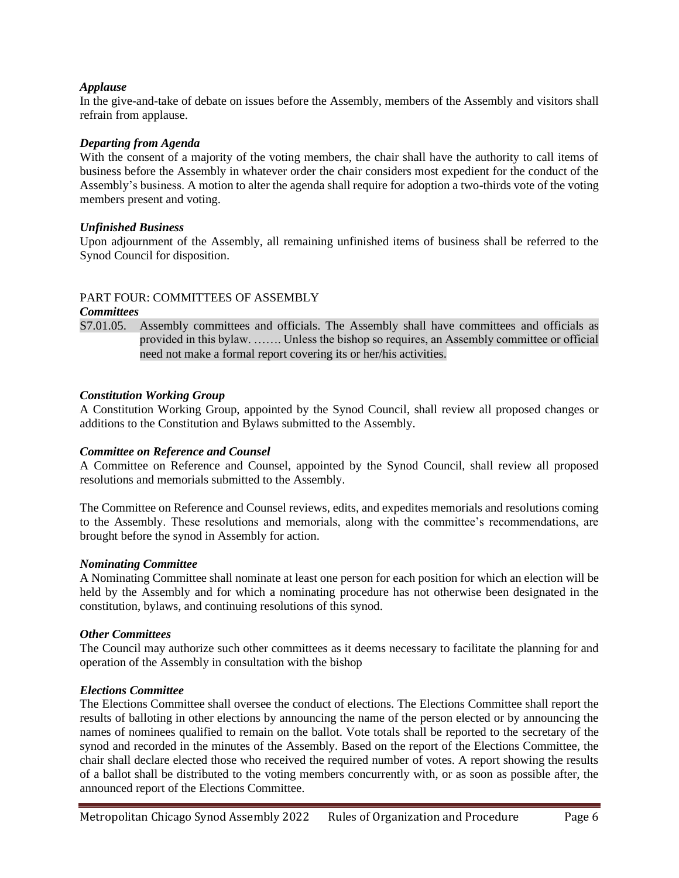***Applause***

In the give-and-take of debate on issues before the Assembly, members of the Assembly and visitors shall refrain from applause.

***Departing from Agenda***

With the consent of a majority of the voting members, the chair shall have the authority to call items of business before the Assembly in whatever order the chair considers most expedient for the conduct of the Assembly's business. A motion to alter the agenda shall require for adoption a two-thirds vote of the voting members present and voting.

***Unfinished Business***

Upon adjournment of the Assembly, all remaining unfinished items of business shall be referred to the Synod Council for disposition.

## PART FOUR: COMMITTEES OF ASSEMBLY

***Committees***

S7.01.05. Assembly committees and officials. The Assembly shall have committees and officials as provided in this bylaw. ……. Unless the bishop so requires, an Assembly committee or official need not make a formal report covering its or her/his activities.

***Constitution Working Group***

A Constitution Working Group, appointed by the Synod Council, shall review all proposed changes or additions to the Constitution and Bylaws submitted to the Assembly.

***Committee on Reference and Counsel***

A Committee on Reference and Counsel, appointed by the Synod Council, shall review all proposed resolutions and memorials submitted to the Assembly.

The Committee on Reference and Counsel reviews, edits, and expedites memorials and resolutions coming to the Assembly. These resolutions and memorials, along with the committee's recommendations, are brought before the synod in Assembly for action.

***Nominating Committee***

A Nominating Committee shall nominate at least one person for each position for which an election will be held by the Assembly and for which a nominating procedure has not otherwise been designated in the constitution, bylaws, and continuing resolutions of this synod.

***Other Committees***

The Council may authorize such other committees as it deems necessary to facilitate the planning for and operation of the Assembly in consultation with the bishop

***Elections Committee***

The Elections Committee shall oversee the conduct of elections. The Elections Committee shall report the results of balloting in other elections by announcing the name of the person elected or by announcing the names of nominees qualified to remain on the ballot. Vote totals shall be reported to the secretary of the synod and recorded in the minutes of the Assembly. Based on the report of the Elections Committee, the chair shall declare elected those who received the required number of votes. A report showing the results of a ballot shall be distributed to the voting members concurrently with, or as soon as possible after, the announced report of the Elections Committee.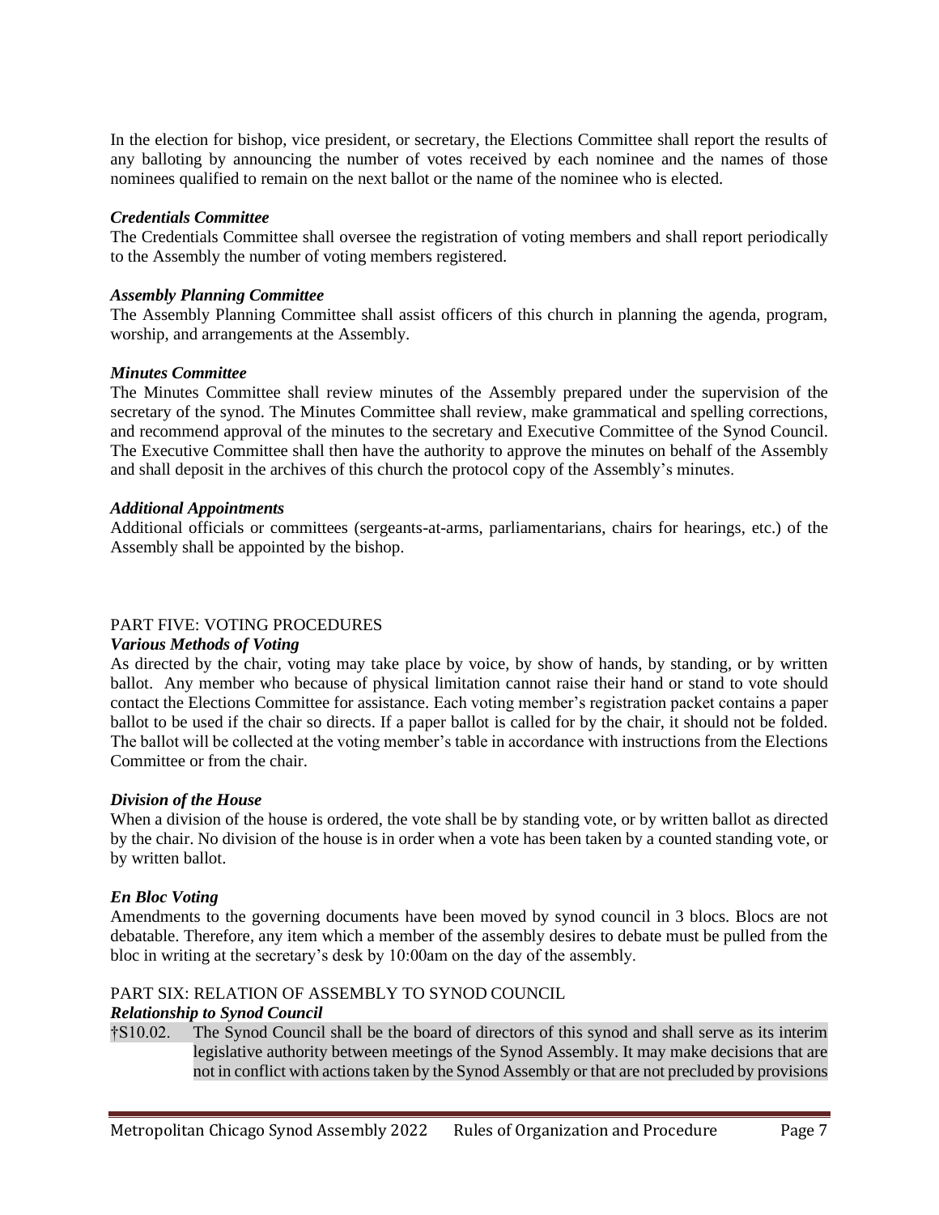In the election for bishop, vice president, or secretary, the Elections Committee shall report the results of any balloting by announcing the number of votes received by each nominee and the names of those nominees qualified to remain on the next ballot or the name of the nominee who is elected.

### *Credentials Committee*

The Credentials Committee shall oversee the registration of voting members and shall report periodically to the Assembly the number of voting members registered.

### *Assembly Planning Committee*

The Assembly Planning Committee shall assist officers of this church in planning the agenda, program, worship, and arrangements at the Assembly.

### *Minutes Committee*

The Minutes Committee shall review minutes of the Assembly prepared under the supervision of the secretary of the synod. The Minutes Committee shall review, make grammatical and spelling corrections, and recommend approval of the minutes to the secretary and Executive Committee of the Synod Council. The Executive Committee shall then have the authority to approve the minutes on behalf of the Assembly and shall deposit in the archives of this church the protocol copy of the Assembly's minutes.

### *Additional Appointments*

Additional officials or committees (sergeants-at-arms, parliamentarians, chairs for hearings, etc.) of the Assembly shall be appointed by the bishop.

## PART FIVE: VOTING PROCEDURES

### *Various Methods of Voting*

As directed by the chair, voting may take place by voice, by show of hands, by standing, or by written ballot. Any member who because of physical limitation cannot raise their hand or stand to vote should contact the Elections Committee for assistance. Each voting member's registration packet contains a paper ballot to be used if the chair so directs. If a paper ballot is called for by the chair, it should not be folded. The ballot will be collected at the voting member's table in accordance with instructions from the Elections Committee or from the chair.

### *Division of the House*

When a division of the house is ordered, the vote shall be by standing vote, or by written ballot as directed by the chair. No division of the house is in order when a vote has been taken by a counted standing vote, or by written ballot.

### *En Bloc Voting*

Amendments to the governing documents have been moved by synod council in 3 blocs. Blocs are not debatable. Therefore, any item which a member of the assembly desires to debate must be pulled from the bloc in writing at the secretary's desk by 10:00am on the day of the assembly.

## PART SIX: RELATION OF ASSEMBLY TO SYNOD COUNCIL

### *Relationship to Synod Council*

†S10.02. The Synod Council shall be the board of directors of this synod and shall serve as its interim legislative authority between meetings of the Synod Assembly. It may make decisions that are not in conflict with actions taken by the Synod Assembly or that are not precluded by provisions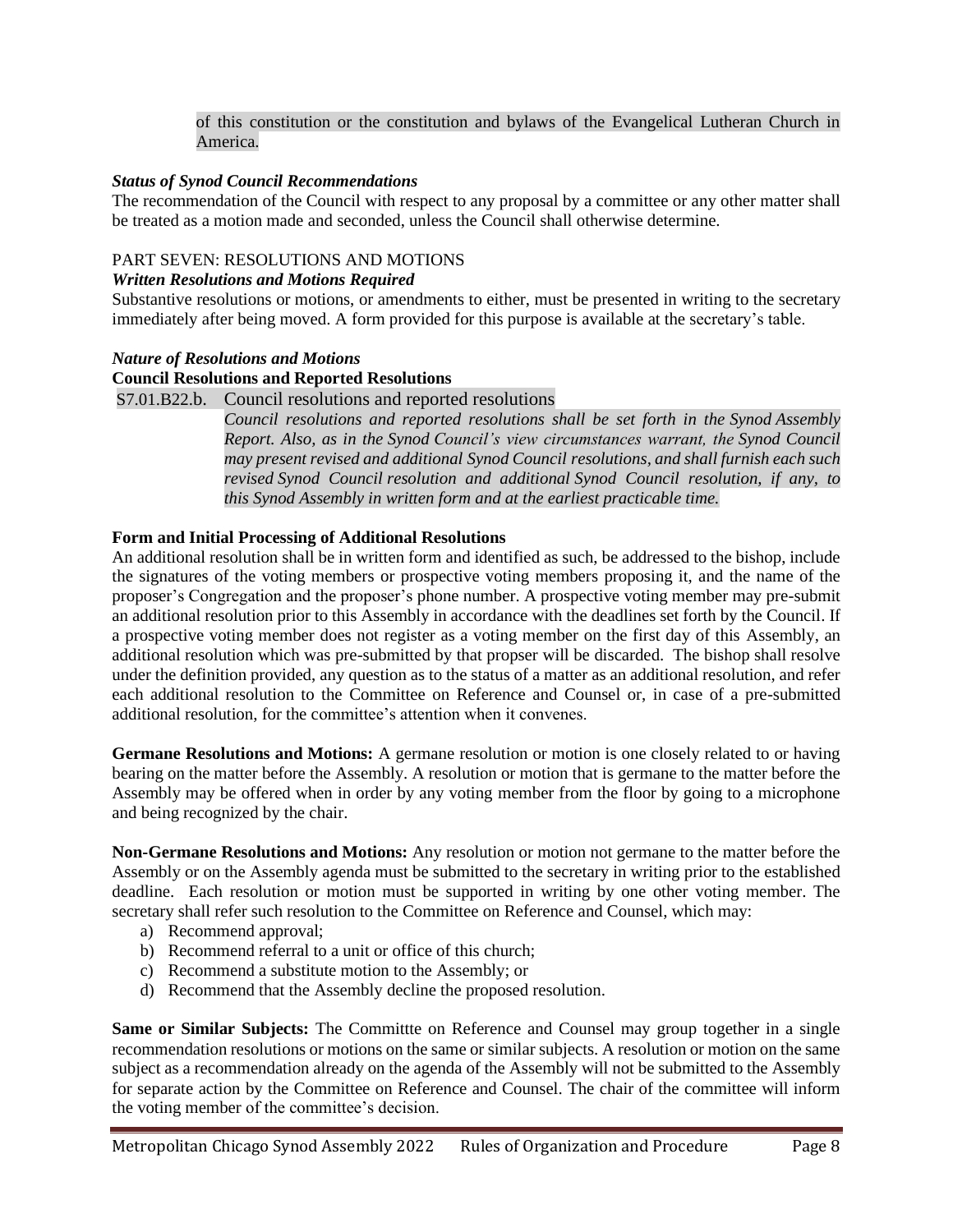of this constitution or the constitution and bylaws of the Evangelical Lutheran Church in America.

***Status of Synod Council Recommendations***

The recommendation of the Council with respect to any proposal by a committee or any other matter shall be treated as a motion made and seconded, unless the Council shall otherwise determine.

PART SEVEN: RESOLUTIONS AND MOTIONS

***Written Resolutions and Motions Required***

Substantive resolutions or motions, or amendments to either, must be presented in writing to the secretary immediately after being moved. A form provided for this purpose is available at the secretary's table.

***Nature of Resolutions and Motions***

**Council Resolutions and Reported Resolutions**

S7.01.B22.b. Council resolutions and reported resolutions

*Council resolutions and reported resolutions shall be set forth in the Synod Assembly Report. Also, as in the Synod Council's view circumstances warrant, the Synod Council may present revised and additional Synod Council resolutions, and shall furnish each such revised Synod Council resolution and additional Synod Council resolution, if any, to this Synod Assembly in written form and at the earliest practicable time.*

**Form and Initial Processing of Additional Resolutions**

An additional resolution shall be in written form and identified as such, be addressed to the bishop, include the signatures of the voting members or prospective voting members proposing it, and the name of the proposer's Congregation and the proposer's phone number. A prospective voting member may pre-submit an additional resolution prior to this Assembly in accordance with the deadlines set forth by the Council. If a prospective voting member does not register as a voting member on the first day of this Assembly, an additional resolution which was pre-submitted by that propser will be discarded. The bishop shall resolve under the definition provided, any question as to the status of a matter as an additional resolution, and refer each additional resolution to the Committee on Reference and Counsel or, in case of a pre-submitted additional resolution, for the committee's attention when it convenes.

**Germane Resolutions and Motions:** A germane resolution or motion is one closely related to or having bearing on the matter before the Assembly. A resolution or motion that is germane to the matter before the Assembly may be offered when in order by any voting member from the floor by going to a microphone and being recognized by the chair.

**Non-Germane Resolutions and Motions:** Any resolution or motion not germane to the matter before the Assembly or on the Assembly agenda must be submitted to the secretary in writing prior to the established deadline. Each resolution or motion must be supported in writing by one other voting member. The secretary shall refer such resolution to the Committee on Reference and Counsel, which may:

a) Recommend approval;
b) Recommend referral to a unit or office of this church;
c) Recommend a substitute motion to the Assembly; or
d) Recommend that the Assembly decline the proposed resolution.

**Same or Similar Subjects:** The Committte on Reference and Counsel may group together in a single recommendation resolutions or motions on the same or similar subjects. A resolution or motion on the same subject as a recommendation already on the agenda of the Assembly will not be submitted to the Assembly for separate action by the Committee on Reference and Counsel. The chair of the committee will inform the voting member of the committee's decision.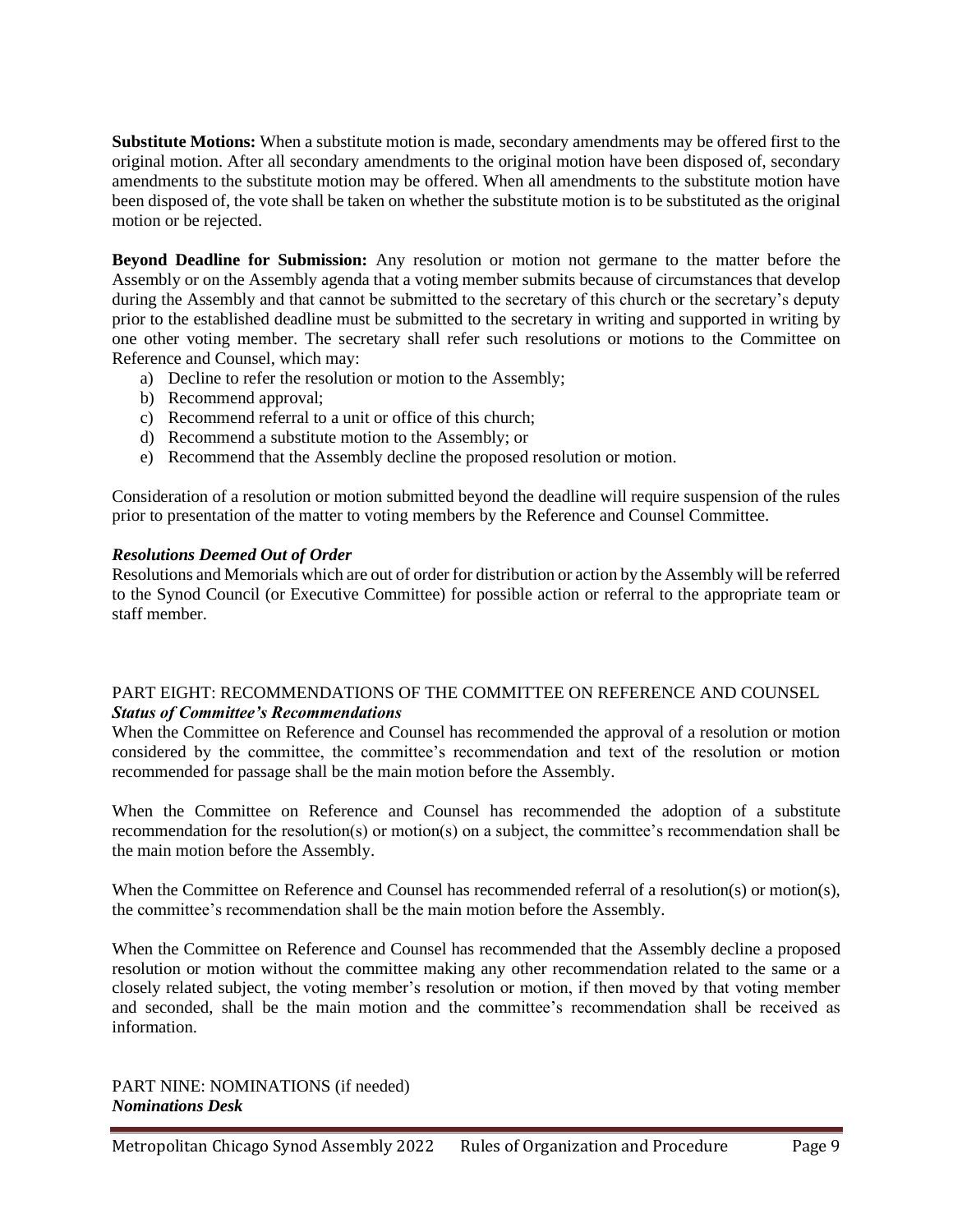**Substitute Motions:** When a substitute motion is made, secondary amendments may be offered first to the original motion. After all secondary amendments to the original motion have been disposed of, secondary amendments to the substitute motion may be offered. When all amendments to the substitute motion have been disposed of, the vote shall be taken on whether the substitute motion is to be substituted as the original motion or be rejected.

**Beyond Deadline for Submission:** Any resolution or motion not germane to the matter before the Assembly or on the Assembly agenda that a voting member submits because of circumstances that develop during the Assembly and that cannot be submitted to the secretary of this church or the secretary's deputy prior to the established deadline must be submitted to the secretary in writing and supported in writing by one other voting member. The secretary shall refer such resolutions or motions to the Committee on Reference and Counsel, which may:

a) Decline to refer the resolution or motion to the Assembly;
b) Recommend approval;
c) Recommend referral to a unit or office of this church;
d) Recommend a substitute motion to the Assembly; or
e) Recommend that the Assembly decline the proposed resolution or motion.

Consideration of a resolution or motion submitted beyond the deadline will require suspension of the rules prior to presentation of the matter to voting members by the Reference and Counsel Committee.

***Resolutions Deemed Out of Order***

Resolutions and Memorials which are out of order for distribution or action by the Assembly will be referred to the Synod Council (or Executive Committee) for possible action or referral to the appropriate team or staff member.

## PART EIGHT: RECOMMENDATIONS OF THE COMMITTEE ON REFERENCE AND COUNSEL

***Status of Committee's Recommendations***

When the Committee on Reference and Counsel has recommended the approval of a resolution or motion considered by the committee, the committee's recommendation and text of the resolution or motion recommended for passage shall be the main motion before the Assembly.

When the Committee on Reference and Counsel has recommended the adoption of a substitute recommendation for the resolution(s) or motion(s) on a subject, the committee's recommendation shall be the main motion before the Assembly.

When the Committee on Reference and Counsel has recommended referral of a resolution(s) or motion(s), the committee's recommendation shall be the main motion before the Assembly.

When the Committee on Reference and Counsel has recommended that the Assembly decline a proposed resolution or motion without the committee making any other recommendation related to the same or a closely related subject, the voting member's resolution or motion, if then moved by that voting member and seconded, shall be the main motion and the committee's recommendation shall be received as information.

## PART NINE: NOMINATIONS (if needed)

***Nominations Desk***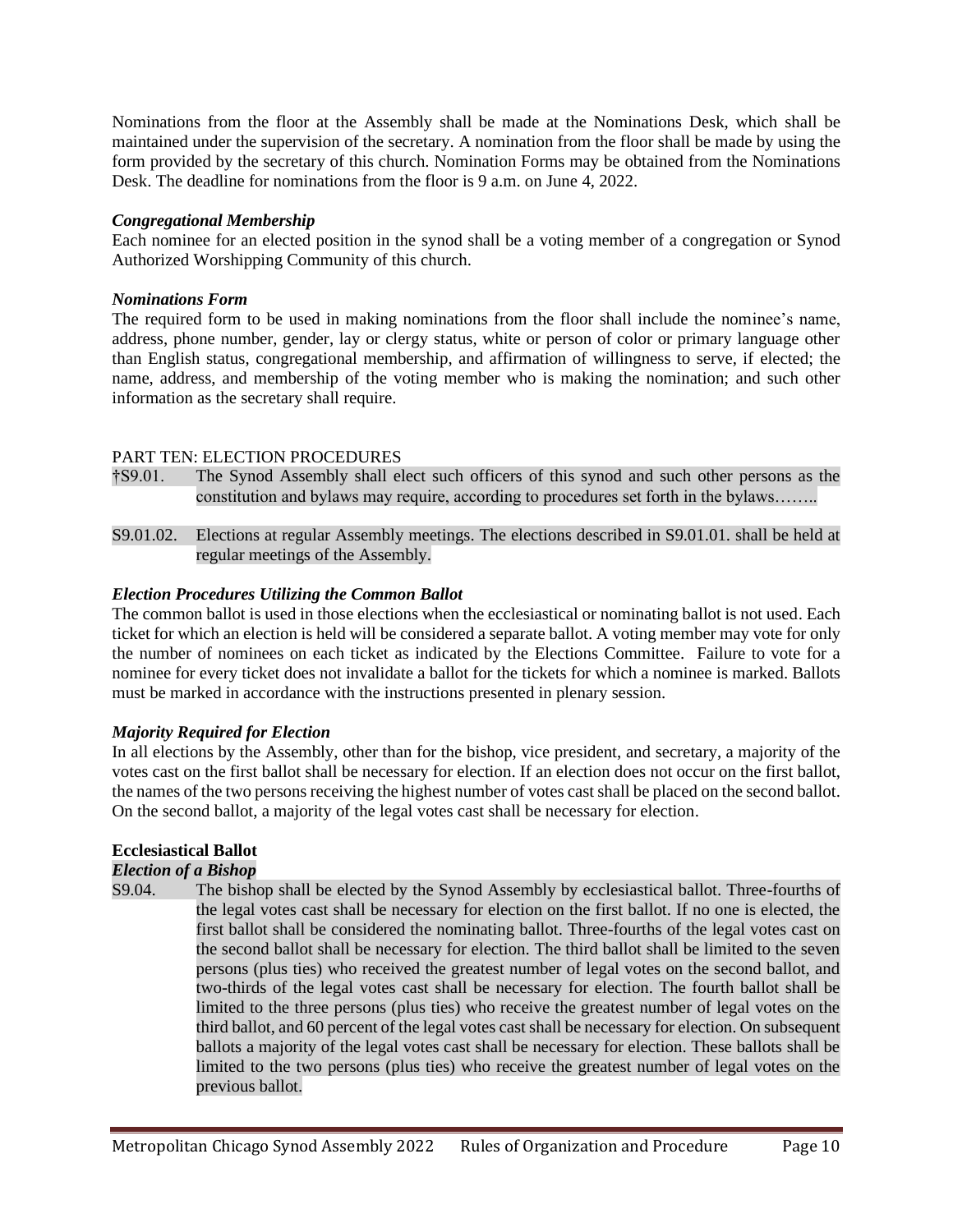Nominations from the floor at the Assembly shall be made at the Nominations Desk, which shall be maintained under the supervision of the secretary. A nomination from the floor shall be made by using the form provided by the secretary of this church. Nomination Forms may be obtained from the Nominations Desk. The deadline for nominations from the floor is 9 a.m. on June 4, 2022.

***Congregational Membership***

Each nominee for an elected position in the synod shall be a voting member of a congregation or Synod Authorized Worshipping Community of this church.

***Nominations Form***

The required form to be used in making nominations from the floor shall include the nominee's name, address, phone number, gender, lay or clergy status, white or person of color or primary language other than English status, congregational membership, and affirmation of willingness to serve, if elected; the name, address, and membership of the voting member who is making the nomination; and such other information as the secretary shall require.

PART TEN: ELECTION PROCEDURES

†S9.01. The Synod Assembly shall elect such officers of this synod and such other persons as the constitution and bylaws may require, according to procedures set forth in the bylaws……..

S9.01.02. Elections at regular Assembly meetings. The elections described in S9.01.01. shall be held at regular meetings of the Assembly.

***Election Procedures Utilizing the Common Ballot***

The common ballot is used in those elections when the ecclesiastical or nominating ballot is not used. Each ticket for which an election is held will be considered a separate ballot. A voting member may vote for only the number of nominees on each ticket as indicated by the Elections Committee. Failure to vote for a nominee for every ticket does not invalidate a ballot for the tickets for which a nominee is marked. Ballots must be marked in accordance with the instructions presented in plenary session.

***Majority Required for Election***

In all elections by the Assembly, other than for the bishop, vice president, and secretary, a majority of the votes cast on the first ballot shall be necessary for election. If an election does not occur on the first ballot, the names of the two persons receiving the highest number of votes cast shall be placed on the second ballot. On the second ballot, a majority of the legal votes cast shall be necessary for election.

**Ecclesiastical Ballot**

***Election of a Bishop***

S9.04. The bishop shall be elected by the Synod Assembly by ecclesiastical ballot. Three-fourths of the legal votes cast shall be necessary for election on the first ballot. If no one is elected, the first ballot shall be considered the nominating ballot. Three-fourths of the legal votes cast on the second ballot shall be necessary for election. The third ballot shall be limited to the seven persons (plus ties) who received the greatest number of legal votes on the second ballot, and two-thirds of the legal votes cast shall be necessary for election. The fourth ballot shall be limited to the three persons (plus ties) who receive the greatest number of legal votes on the third ballot, and 60 percent of the legal votes cast shall be necessary for election. On subsequent ballots a majority of the legal votes cast shall be necessary for election. These ballots shall be limited to the two persons (plus ties) who receive the greatest number of legal votes on the previous ballot.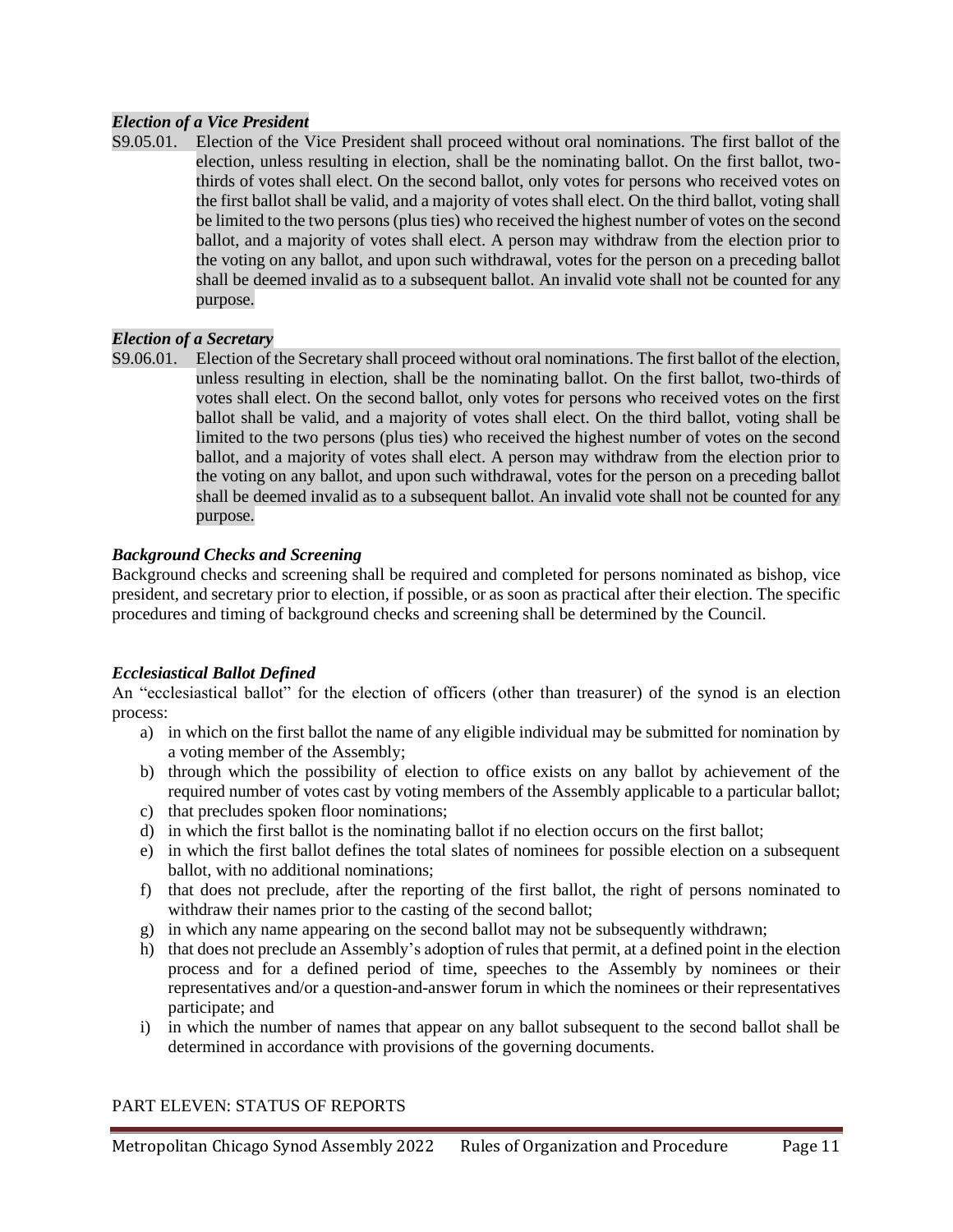***Election of a Vice President***

S9.05.01. Election of the Vice President shall proceed without oral nominations. The first ballot of the election, unless resulting in election, shall be the nominating ballot. On the first ballot, two-thirds of votes shall elect. On the second ballot, only votes for persons who received votes on the first ballot shall be valid, and a majority of votes shall elect. On the third ballot, voting shall be limited to the two persons (plus ties) who received the highest number of votes on the second ballot, and a majority of votes shall elect. A person may withdraw from the election prior to the voting on any ballot, and upon such withdrawal, votes for the person on a preceding ballot shall be deemed invalid as to a subsequent ballot. An invalid vote shall not be counted for any purpose.

***Election of a Secretary***

S9.06.01. Election of the Secretary shall proceed without oral nominations. The first ballot of the election, unless resulting in election, shall be the nominating ballot. On the first ballot, two-thirds of votes shall elect. On the second ballot, only votes for persons who received votes on the first ballot shall be valid, and a majority of votes shall elect. On the third ballot, voting shall be limited to the two persons (plus ties) who received the highest number of votes on the second ballot, and a majority of votes shall elect. A person may withdraw from the election prior to the voting on any ballot, and upon such withdrawal, votes for the person on a preceding ballot shall be deemed invalid as to a subsequent ballot. An invalid vote shall not be counted for any purpose.

***Background Checks and Screening***

Background checks and screening shall be required and completed for persons nominated as bishop, vice president, and secretary prior to election, if possible, or as soon as practical after their election. The specific procedures and timing of background checks and screening shall be determined by the Council.

***Ecclesiastical Ballot Defined***

An "ecclesiastical ballot" for the election of officers (other than treasurer) of the synod is an election process:

a) in which on the first ballot the name of any eligible individual may be submitted for nomination by a voting member of the Assembly;
b) through which the possibility of election to office exists on any ballot by achievement of the required number of votes cast by voting members of the Assembly applicable to a particular ballot;
c) that precludes spoken floor nominations;
d) in which the first ballot is the nominating ballot if no election occurs on the first ballot;
e) in which the first ballot defines the total slates of nominees for possible election on a subsequent ballot, with no additional nominations;
f) that does not preclude, after the reporting of the first ballot, the right of persons nominated to withdraw their names prior to the casting of the second ballot;
g) in which any name appearing on the second ballot may not be subsequently withdrawn;
h) that does not preclude an Assembly's adoption of rules that permit, at a defined point in the election process and for a defined period of time, speeches to the Assembly by nominees or their representatives and/or a question-and-answer forum in which the nominees or their representatives participate; and
i) in which the number of names that appear on any ballot subsequent to the second ballot shall be determined in accordance with provisions of the governing documents.

PART ELEVEN: STATUS OF REPORTS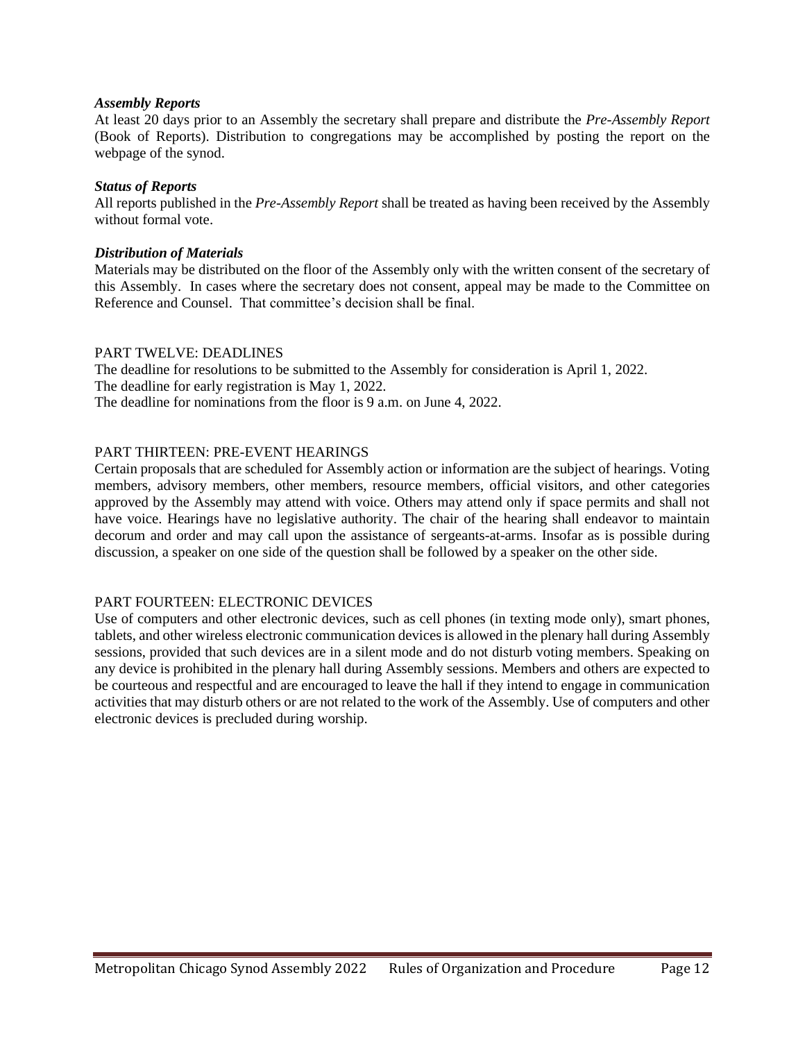***Assembly Reports***

At least 20 days prior to an Assembly the secretary shall prepare and distribute the *Pre-Assembly Report* (Book of Reports). Distribution to congregations may be accomplished by posting the report on the webpage of the synod.

***Status of Reports***

All reports published in the *Pre-Assembly Report* shall be treated as having been received by the Assembly without formal vote.

***Distribution of Materials***

Materials may be distributed on the floor of the Assembly only with the written consent of the secretary of this Assembly. In cases where the secretary does not consent, appeal may be made to the Committee on Reference and Counsel. That committee's decision shall be final.

## PART TWELVE: DEADLINES

The deadline for resolutions to be submitted to the Assembly for consideration is April 1, 2022.
The deadline for early registration is May 1, 2022.
The deadline for nominations from the floor is 9 a.m. on June 4, 2022.

## PART THIRTEEN: PRE-EVENT HEARINGS

Certain proposals that are scheduled for Assembly action or information are the subject of hearings. Voting members, advisory members, other members, resource members, official visitors, and other categories approved by the Assembly may attend with voice. Others may attend only if space permits and shall not have voice. Hearings have no legislative authority. The chair of the hearing shall endeavor to maintain decorum and order and may call upon the assistance of sergeants-at-arms. Insofar as is possible during discussion, a speaker on one side of the question shall be followed by a speaker on the other side.

## PART FOURTEEN: ELECTRONIC DEVICES

Use of computers and other electronic devices, such as cell phones (in texting mode only), smart phones, tablets, and other wireless electronic communication devices is allowed in the plenary hall during Assembly sessions, provided that such devices are in a silent mode and do not disturb voting members. Speaking on any device is prohibited in the plenary hall during Assembly sessions. Members and others are expected to be courteous and respectful and are encouraged to leave the hall if they intend to engage in communication activities that may disturb others or are not related to the work of the Assembly. Use of computers and other electronic devices is precluded during worship.